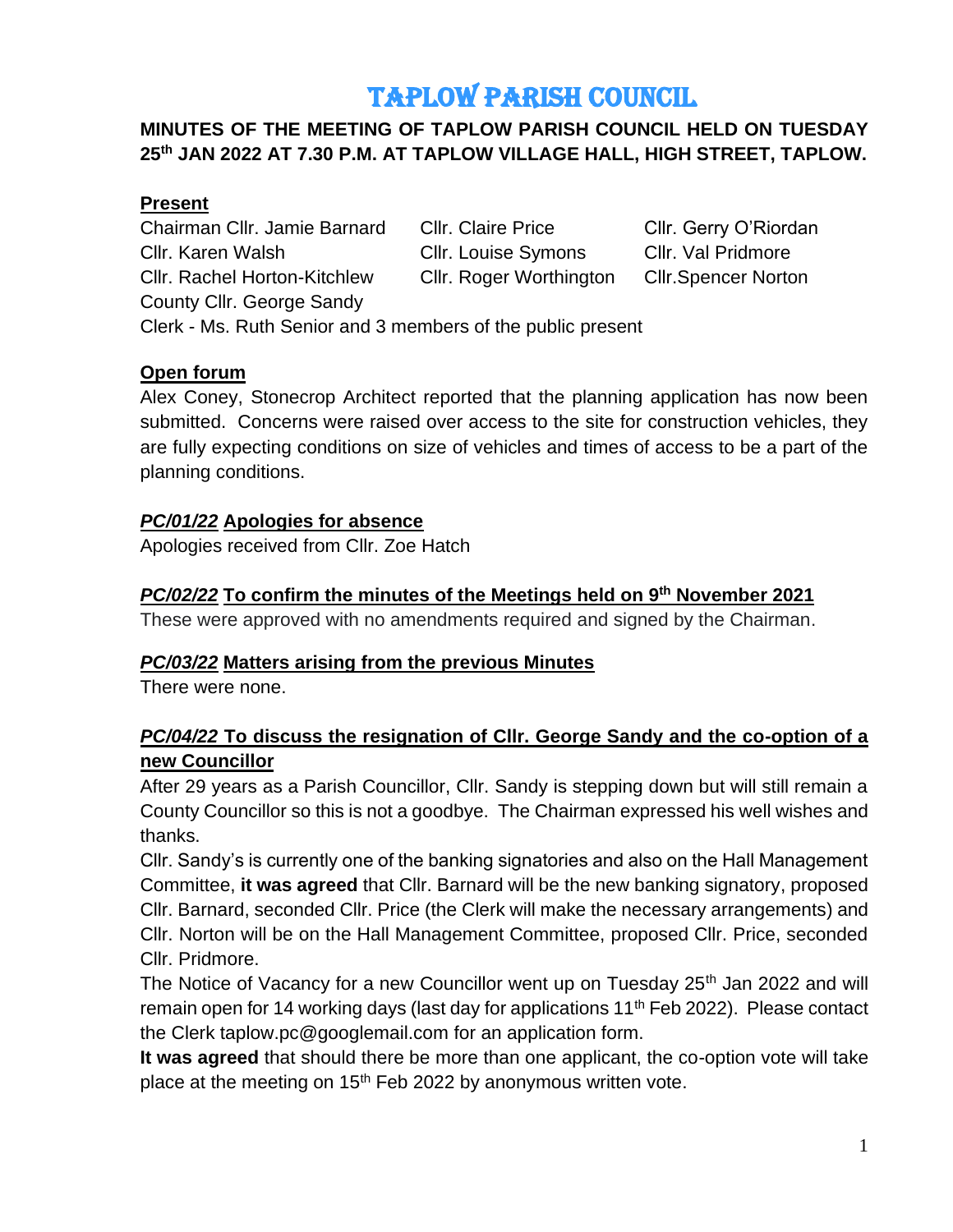# TAPLOW PARISH COUNCIL

**MINUTES OF THE MEETING OF TAPLOW PARISH COUNCIL HELD ON TUESDAY 25th JAN 2022 AT 7.30 P.M. AT TAPLOW VILLAGE HALL, HIGH STREET, TAPLOW.**

**Present**

Chairman Cllr. Jamie Barnard, Cllr. Claire Price, Cllr. Gerry O'Riordan, Cllr. Karen Walsh, Cllr. Louise Symons, Cllr. Val Pridmore, Cllr. Rachel Horton-Kitchlew, Cllr. Roger Worthington, Cllr.Spencer Norton

County Cllr. George Sandy

Clerk - Ms. Ruth Senior and 3 members of the public present

**Open forum**

Alex Coney, Stonecrop Architect reported that the planning application has now been submitted. Concerns were raised over access to the site for construction vehicles, they are fully expecting conditions on size of vehicles and times of access to be a part of the planning conditions.

***PC/01/22* Apologies for absence**

Apologies received from Cllr. Zoe Hatch

***PC/02/22* To confirm the minutes of the Meetings held on 9th November 2021**

These were approved with no amendments required and signed by the Chairman.

***PC/03/22* Matters arising from the previous Minutes**

There were none.

***PC/04/22* To discuss the resignation of Cllr. George Sandy and the co-option of a new Councillor**

After 29 years as a Parish Councillor, Cllr. Sandy is stepping down but will still remain a County Councillor so this is not a goodbye. The Chairman expressed his well wishes and thanks.

Cllr. Sandy's is currently one of the banking signatories and also on the Hall Management Committee, **it was agreed** that Cllr. Barnard will be the new banking signatory, proposed Cllr. Barnard, seconded Cllr. Price (the Clerk will make the necessary arrangements) and Cllr. Norton will be on the Hall Management Committee, proposed Cllr. Price, seconded Cllr. Pridmore.

The Notice of Vacancy for a new Councillor went up on Tuesday 25th Jan 2022 and will remain open for 14 working days (last day for applications 11th Feb 2022). Please contact the Clerk taplow.pc@googlemail.com for an application form.

**It was agreed** that should there be more than one applicant, the co-option vote will take place at the meeting on 15th Feb 2022 by anonymous written vote.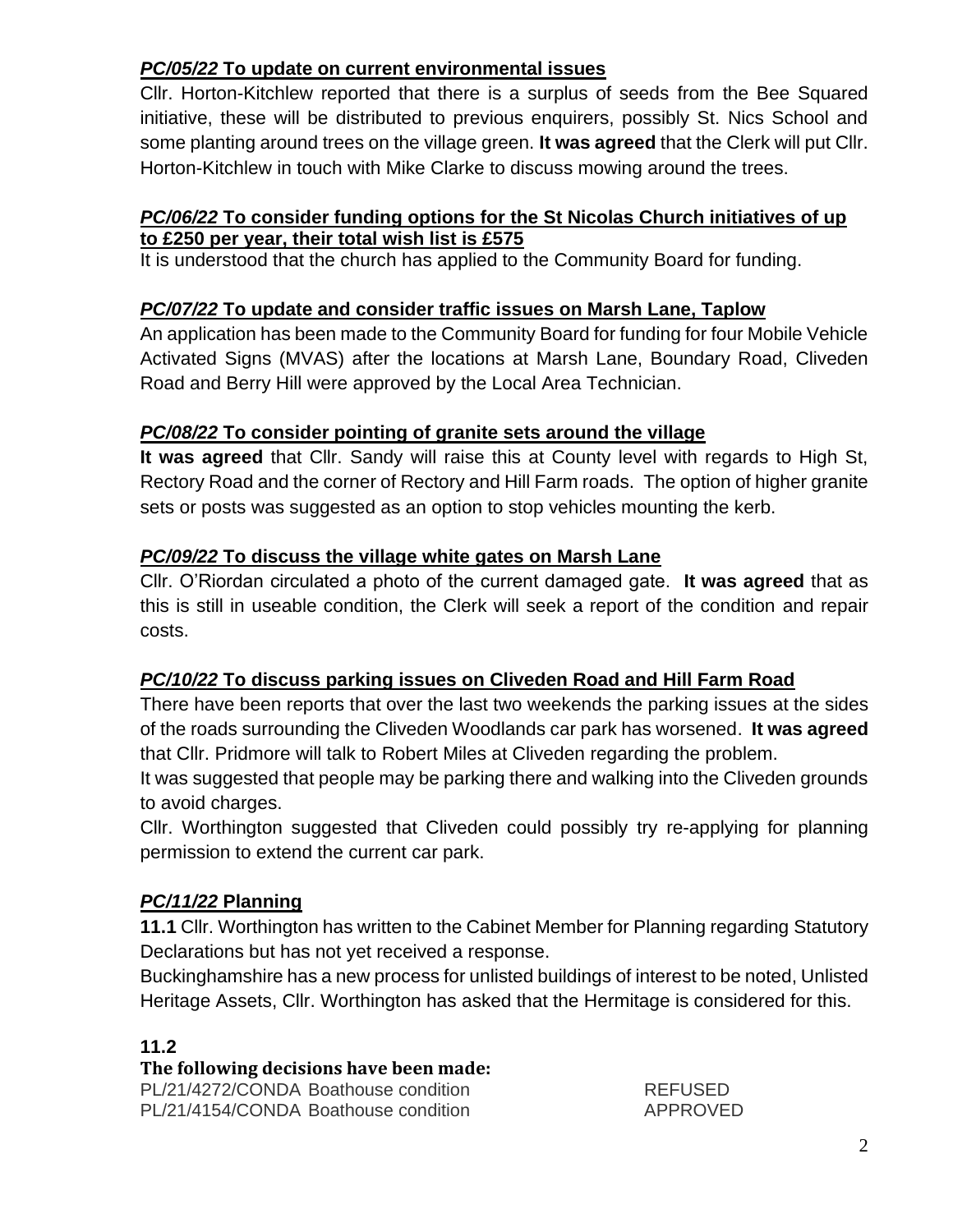### ***PC/05/22* To update on current environmental issues**

Cllr. Horton-Kitchlew reported that there is a surplus of seeds from the Bee Squared initiative, these will be distributed to previous enquirers, possibly St. Nics School and some planting around trees on the village green. **It was agreed** that the Clerk will put Cllr. Horton-Kitchlew in touch with Mike Clarke to discuss mowing around the trees.

### ***PC/06/22* To consider funding options for the St Nicolas Church initiatives of up to £250 per year, their total wish list is £575**

It is understood that the church has applied to the Community Board for funding.

### ***PC/07/22* To update and consider traffic issues on Marsh Lane, Taplow**

An application has been made to the Community Board for funding for four Mobile Vehicle Activated Signs (MVAS) after the locations at Marsh Lane, Boundary Road, Cliveden Road and Berry Hill were approved by the Local Area Technician.

### ***PC/08/22* To consider pointing of granite sets around the village**

**It was agreed** that Cllr. Sandy will raise this at County level with regards to High St, Rectory Road and the corner of Rectory and Hill Farm roads. The option of higher granite sets or posts was suggested as an option to stop vehicles mounting the kerb.

### ***PC/09/22* To discuss the village white gates on Marsh Lane**

Cllr. O'Riordan circulated a photo of the current damaged gate. **It was agreed** that as this is still in useable condition, the Clerk will seek a report of the condition and repair costs.

### ***PC/10/22* To discuss parking issues on Cliveden Road and Hill Farm Road**

There have been reports that over the last two weekends the parking issues at the sides of the roads surrounding the Cliveden Woodlands car park has worsened. **It was agreed** that Cllr. Pridmore will talk to Robert Miles at Cliveden regarding the problem.

It was suggested that people may be parking there and walking into the Cliveden grounds to avoid charges.

Cllr. Worthington suggested that Cliveden could possibly try re-applying for planning permission to extend the current car park.

### ***PC/11/22* Planning**

**11.1** Cllr. Worthington has written to the Cabinet Member for Planning regarding Statutory Declarations but has not yet received a response.

Buckinghamshire has a new process for unlisted buildings of interest to be noted, Unlisted Heritage Assets, Cllr. Worthington has asked that the Hermitage is considered for this.

**11.2**

**The following decisions have been made:**

| | | |
|---|---|---|
| PL/21/4272/CONDA | Boathouse condition | REFUSED |
| PL/21/4154/CONDA | Boathouse condition | APPROVED |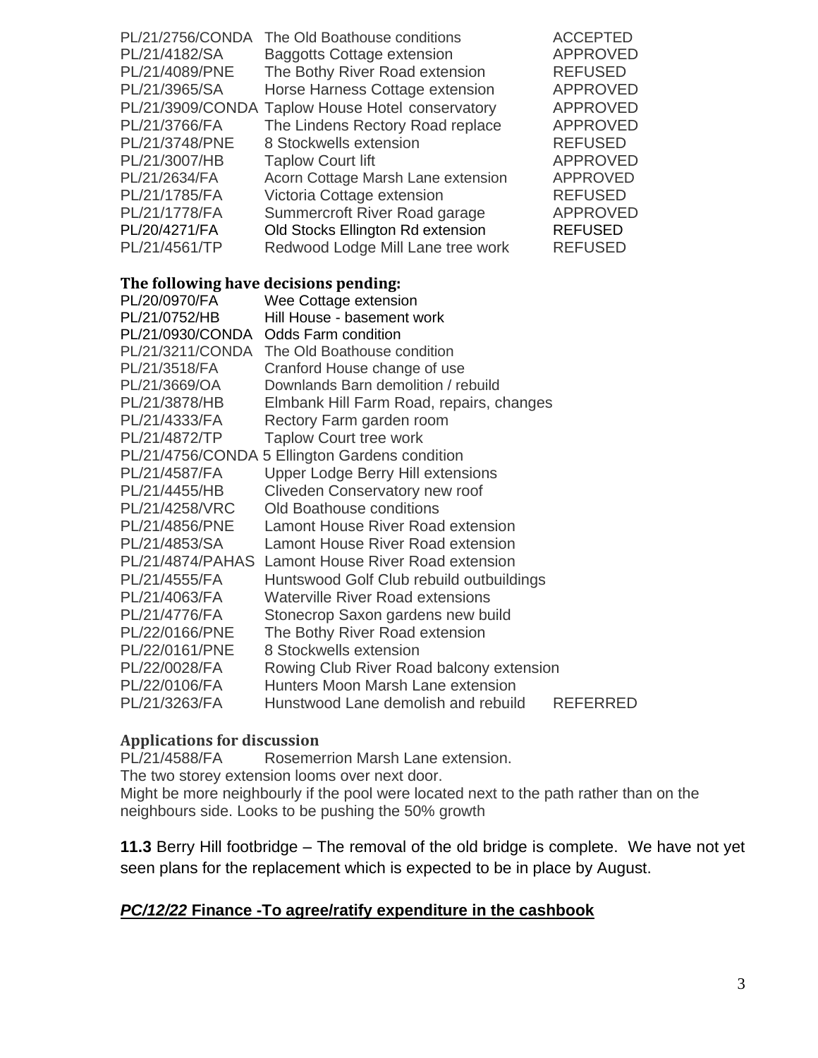| | | |
|---|---|---|
| PL/21/2756/CONDA | The Old Boathouse conditions | ACCEPTED |
| PL/21/4182/SA | Baggotts Cottage extension | APPROVED |
| PL/21/4089/PNE | The Bothy River Road extension | REFUSED |
| PL/21/3965/SA | Horse Harness Cottage extension | APPROVED |
| PL/21/3909/CONDA | Taplow House Hotel conservatory | APPROVED |
| PL/21/3766/FA | The Lindens Rectory Road replace | APPROVED |
| PL/21/3748/PNE | 8 Stockwells extension | REFUSED |
| PL/21/3007/HB | Taplow Court lift | APPROVED |
| PL/21/2634/FA | Acorn Cottage Marsh Lane extension | APPROVED |
| PL/21/1785/FA | Victoria Cottage extension | REFUSED |
| PL/21/1778/FA | Summercroft River Road garage | APPROVED |
| PL/20/4271/FA | Old Stocks Ellington Rd extension | REFUSED |
| PL/21/4561/TP | Redwood Lodge Mill Lane tree work | REFUSED |

### The following have decisions pending:

| | | |
|---|---|---|
| PL/20/0970/FA | Wee Cottage extension | |
| PL/21/0752/HB | Hill House - basement work | |
| PL/21/0930/CONDA | Odds Farm condition | |
| PL/21/3211/CONDA | The Old Boathouse condition | |
| PL/21/3518/FA | Cranford House change of use | |
| PL/21/3669/OA | Downlands Barn demolition / rebuild | |
| PL/21/3878/HB | Elmbank Hill Farm Road, repairs, changes | |
| PL/21/4333/FA | Rectory Farm garden room | |
| PL/21/4872/TP | Taplow Court tree work | |
| PL/21/4756/CONDA | 5 Ellington Gardens condition | |
| PL/21/4587/FA | Upper Lodge Berry Hill extensions | |
| PL/21/4455/HB | Cliveden Conservatory new roof | |
| PL/21/4258/VRC | Old Boathouse conditions | |
| PL/21/4856/PNE | Lamont House River Road extension | |
| PL/21/4853/SA | Lamont House River Road extension | |
| PL/21/4874/PAHAS | Lamont House River Road extension | |
| PL/21/4555/FA | Huntswood Golf Club rebuild outbuildings | |
| PL/21/4063/FA | Waterville River Road extensions | |
| PL/21/4776/FA | Stonecrop Saxon gardens new build | |
| PL/22/0166/PNE | The Bothy River Road extension | |
| PL/22/0161/PNE | 8 Stockwells extension | |
| PL/22/0028/FA | Rowing Club River Road balcony extension | |
| PL/22/0106/FA | Hunters Moon Marsh Lane extension | |
| PL/21/3263/FA | Hunstwood Lane demolish and rebuild | REFERRED |

### Applications for discussion

PL/21/4588/FA Rosemerrion Marsh Lane extension.

The two storey extension looms over next door.

Might be more neighbourly if the pool were located next to the path rather than on the neighbours side. Looks to be pushing the 50% growth

**11.3** Berry Hill footbridge – The removal of the old bridge is complete. We have not yet seen plans for the replacement which is expected to be in place by August.

## ***PC/12/22*** **Finance -To agree/ratify expenditure in the cashbook**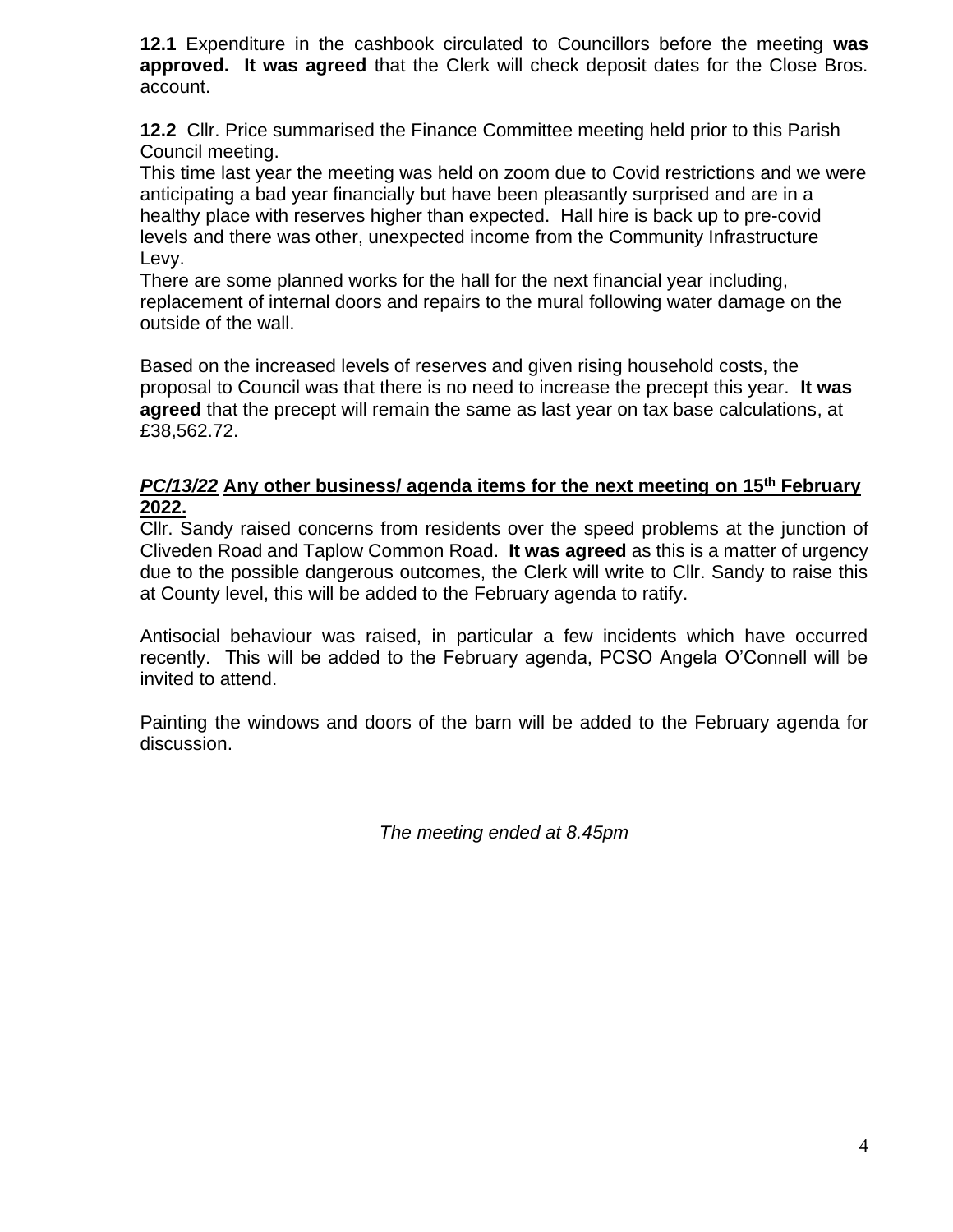**12.1** Expenditure in the cashbook circulated to Councillors before the meeting **was approved. It was agreed** that the Clerk will check deposit dates for the Close Bros. account.

**12.2** Cllr. Price summarised the Finance Committee meeting held prior to this Parish Council meeting.
This time last year the meeting was held on zoom due to Covid restrictions and we were anticipating a bad year financially but have been pleasantly surprised and are in a healthy place with reserves higher than expected. Hall hire is back up to pre-covid levels and there was other, unexpected income from the Community Infrastructure Levy.
There are some planned works for the hall for the next financial year including, replacement of internal doors and repairs to the mural following water damage on the outside of the wall.

Based on the increased levels of reserves and given rising household costs, the proposal to Council was that there is no need to increase the precept this year. **It was agreed** that the precept will remain the same as last year on tax base calculations, at £38,562.72.

***PC/13/22*** **Any other business/ agenda items for the next meeting on 15th February 2022.**

Cllr. Sandy raised concerns from residents over the speed problems at the junction of Cliveden Road and Taplow Common Road. **It was agreed** as this is a matter of urgency due to the possible dangerous outcomes, the Clerk will write to Cllr. Sandy to raise this at County level, this will be added to the February agenda to ratify.

Antisocial behaviour was raised, in particular a few incidents which have occurred recently. This will be added to the February agenda, PCSO Angela O'Connell will be invited to attend.

Painting the windows and doors of the barn will be added to the February agenda for discussion.

*The meeting ended at 8.45pm*